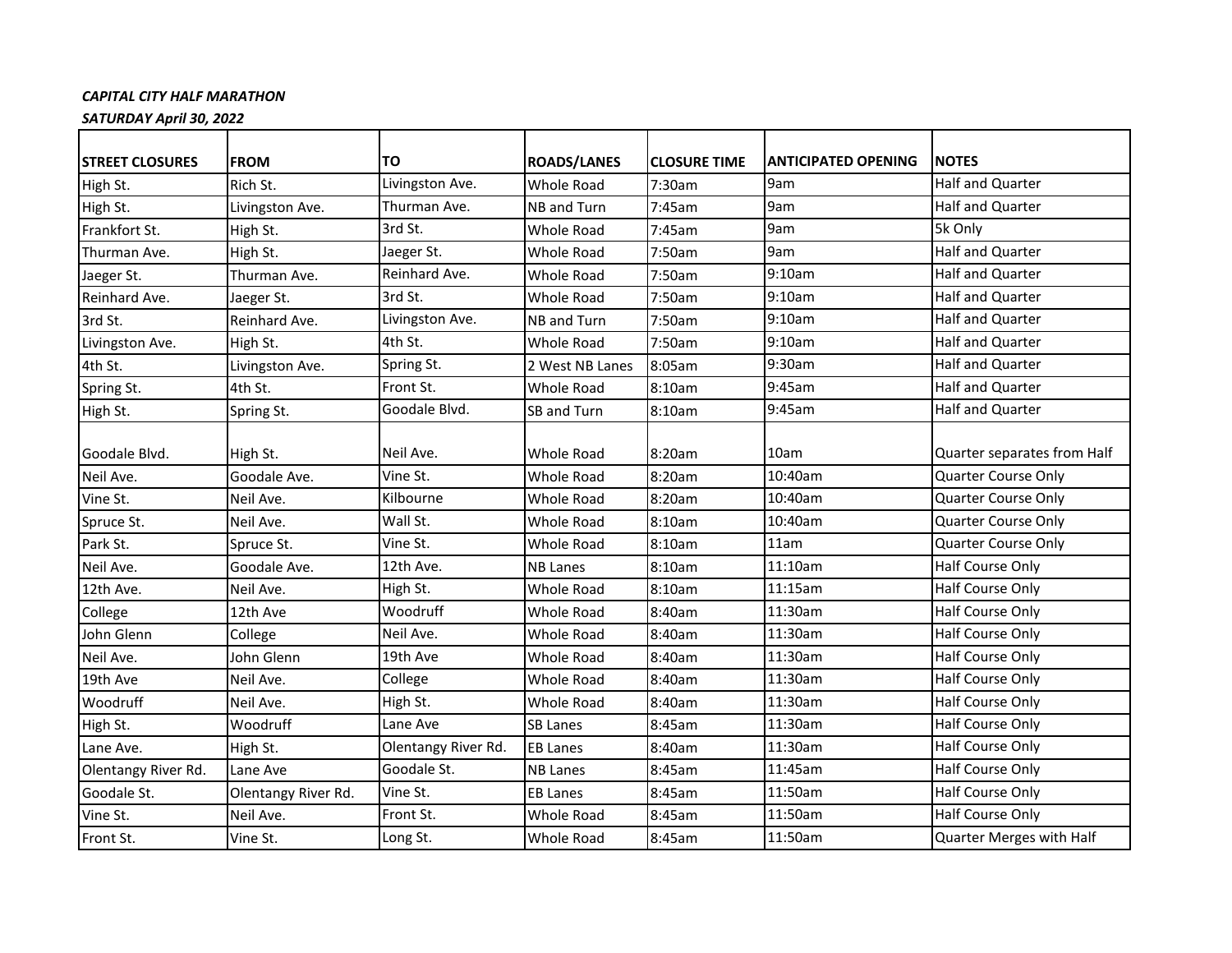***CAPITAL CITY HALF MARATHON***

***SATURDAY April 30, 2022***

| STREET CLOSURES | FROM | TO | ROADS/LANES | CLOSURE TIME | ANTICIPATED OPENING | NOTES |
|---|---|---|---|---|---|---|
| High St. | Rich St. | Livingston Ave. | Whole Road | 7:30am | 9am | Half and Quarter |
| High St. | Livingston Ave. | Thurman Ave. | NB and Turn | 7:45am | 9am | Half and Quarter |
| Frankfort St. | High St. | 3rd St. | Whole Road | 7:45am | 9am | 5k Only |
| Thurman Ave. | High St. | Jaeger St. | Whole Road | 7:50am | 9am | Half and Quarter |
| Jaeger St. | Thurman Ave. | Reinhard Ave. | Whole Road | 7:50am | 9:10am | Half and Quarter |
| Reinhard Ave. | Jaeger St. | 3rd St. | Whole Road | 7:50am | 9:10am | Half and Quarter |
| 3rd St. | Reinhard Ave. | Livingston Ave. | NB and Turn | 7:50am | 9:10am | Half and Quarter |
| Livingston Ave. | High St. | 4th St. | Whole Road | 7:50am | 9:10am | Half and Quarter |
| 4th St. | Livingston Ave. | Spring St. | 2 West NB Lanes | 8:05am | 9:30am | Half and Quarter |
| Spring St. | 4th St. | Front St. | Whole Road | 8:10am | 9:45am | Half and Quarter |
| High St. | Spring St. | Goodale Blvd. | SB and Turn | 8:10am | 9:45am | Half and Quarter |
| Goodale Blvd. | High St. | Neil Ave. | Whole Road | 8:20am | 10am | Quarter separates from Half |
| Neil Ave. | Goodale Ave. | Vine St. | Whole Road | 8:20am | 10:40am | Quarter Course Only |
| Vine St. | Neil Ave. | Kilbourne | Whole Road | 8:20am | 10:40am | Quarter Course Only |
| Spruce St. | Neil Ave. | Wall St. | Whole Road | 8:10am | 10:40am | Quarter Course Only |
| Park St. | Spruce St. | Vine St. | Whole Road | 8:10am | 11am | Quarter Course Only |
| Neil Ave. | Goodale Ave. | 12th Ave. | NB Lanes | 8:10am | 11:10am | Half Course Only |
| 12th Ave. | Neil Ave. | High St. | Whole Road | 8:10am | 11:15am | Half Course Only |
| College | 12th Ave | Woodruff | Whole Road | 8:40am | 11:30am | Half Course Only |
| John Glenn | College | Neil Ave. | Whole Road | 8:40am | 11:30am | Half Course Only |
| Neil Ave. | John Glenn | 19th Ave | Whole Road | 8:40am | 11:30am | Half Course Only |
| 19th Ave | Neil Ave. | College | Whole Road | 8:40am | 11:30am | Half Course Only |
| Woodruff | Neil Ave. | High St. | Whole Road | 8:40am | 11:30am | Half Course Only |
| High St. | Woodruff | Lane Ave | SB Lanes | 8:45am | 11:30am | Half Course Only |
| Lane Ave. | High St. | Olentangy River Rd. | EB Lanes | 8:40am | 11:30am | Half Course Only |
| Olentangy River Rd. | Lane Ave | Goodale St. | NB Lanes | 8:45am | 11:45am | Half Course Only |
| Goodale St. | Olentangy River Rd. | Vine St. | EB Lanes | 8:45am | 11:50am | Half Course Only |
| Vine St. | Neil Ave. | Front St. | Whole Road | 8:45am | 11:50am | Half Course Only |
| Front St. | Vine St. | Long St. | Whole Road | 8:45am | 11:50am | Quarter Merges with Half |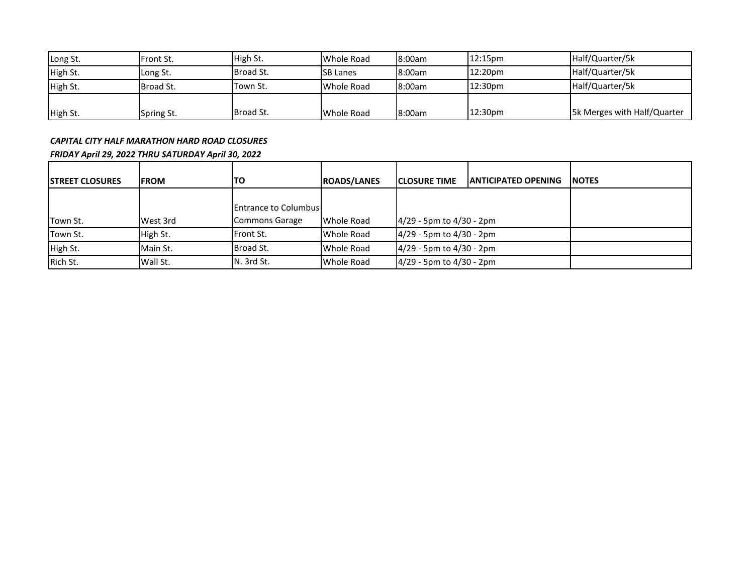| | | | | | | |
|---|---|---|---|---|---|---|
| Long St. | Front St. | High St. | Whole Road | 8:00am | 12:15pm | Half/Quarter/5k |
| High St. | Long St. | Broad St. | SB Lanes | 8:00am | 12:20pm | Half/Quarter/5k |
| High St. | Broad St. | Town St. | Whole Road | 8:00am | 12:30pm | Half/Quarter/5k |
| High St. | Spring St. | Broad St. | Whole Road | 8:00am | 12:30pm | 5k Merges with Half/Quarter |

***CAPITAL CITY HALF MARATHON HARD ROAD CLOSURES***

***FRIDAY April 29, 2022 THRU SATURDAY April 30, 2022***

| STREET CLOSURES | FROM | TO | ROADS/LANES | CLOSURE TIME | ANTICIPATED OPENING | NOTES |
|---|---|---|---|---|---|---|
| Town St. | West 3rd | Entrance to Columbus Commons Garage | Whole Road | 4/29 - 5pm to 4/30 - 2pm | | |
| Town St. | High St. | Front St. | Whole Road | 4/29 - 5pm to 4/30 - 2pm | | |
| High St. | Main St. | Broad St. | Whole Road | 4/29 - 5pm to 4/30 - 2pm | | |
| Rich St. | Wall St. | N. 3rd St. | Whole Road | 4/29 - 5pm to 4/30 - 2pm | | |